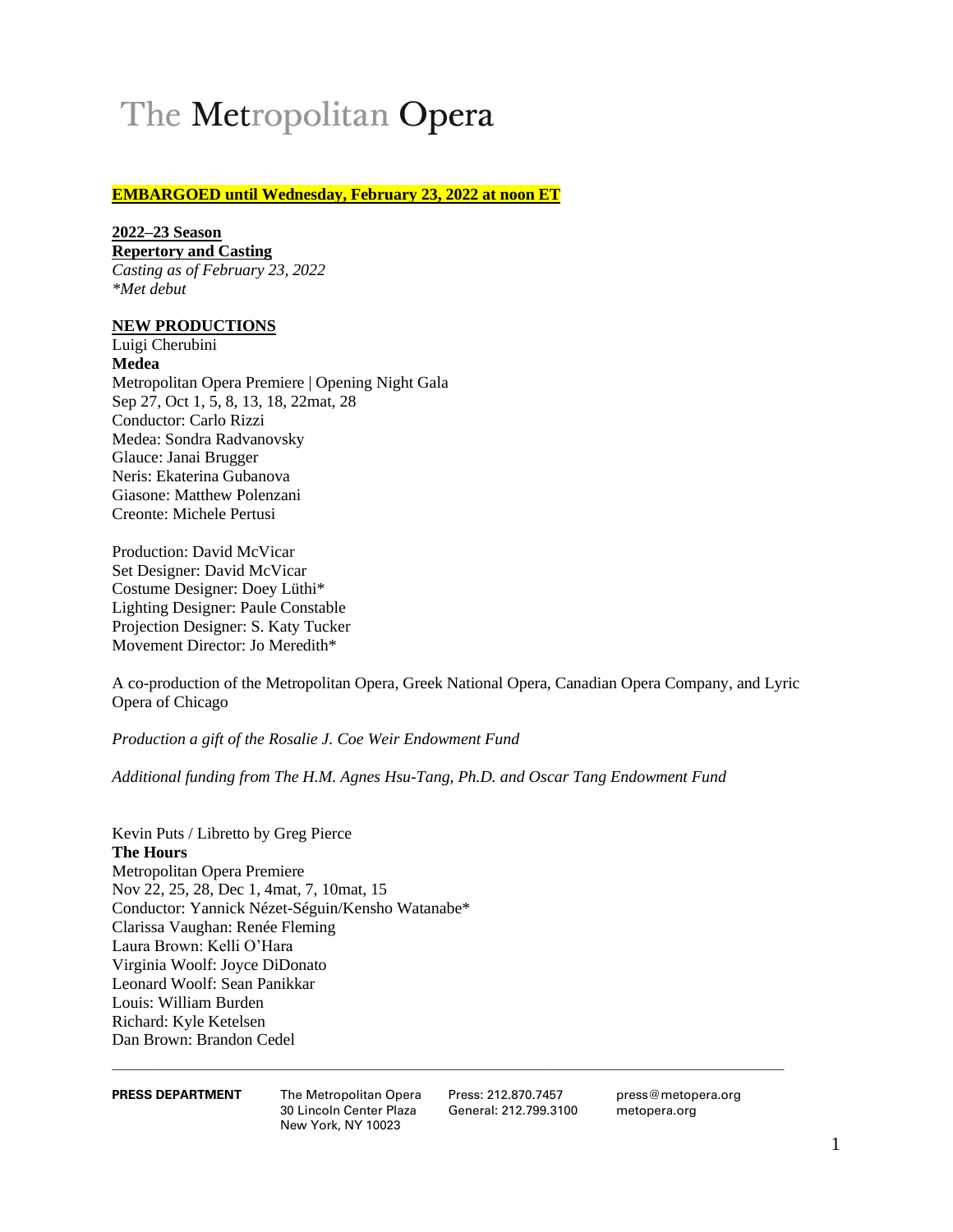# The Metropolitan Opera

**EMBARGOED until Wednesday, February 23, 2022 at noon ET**

**2022–23 Season**
**Repertory and Casting**
*Casting as of February 23, 2022*
*\*Met debut*

## NEW PRODUCTIONS

Luigi Cherubini
**Medea**
Metropolitan Opera Premiere | Opening Night Gala
Sep 27, Oct 1, 5, 8, 13, 18, 22mat, 28
Conductor: Carlo Rizzi
Medea: Sondra Radvanovsky
Glauce: Janai Brugger
Neris: Ekaterina Gubanova
Giasone: Matthew Polenzani
Creonte: Michele Pertusi

Production: David McVicar
Set Designer: David McVicar
Costume Designer: Doey Lüthi*
Lighting Designer: Paule Constable
Projection Designer: S. Katy Tucker
Movement Director: Jo Meredith*

A co-production of the Metropolitan Opera, Greek National Opera, Canadian Opera Company, and Lyric Opera of Chicago

*Production a gift of the Rosalie J. Coe Weir Endowment Fund*

*Additional funding from The H.M. Agnes Hsu-Tang, Ph.D. and Oscar Tang Endowment Fund*

Kevin Puts / Libretto by Greg Pierce
**The Hours**
Metropolitan Opera Premiere
Nov 22, 25, 28, Dec 1, 4mat, 7, 10mat, 15
Conductor: Yannick Nézet-Séguin/Kensho Watanabe*
Clarissa Vaughan: Renée Fleming
Laura Brown: Kelli O'Hara
Virginia Woolf: Joyce DiDonato
Leonard Woolf: Sean Panikkar
Louis: William Burden
Richard: Kyle Ketelsen
Dan Brown: Brandon Cedel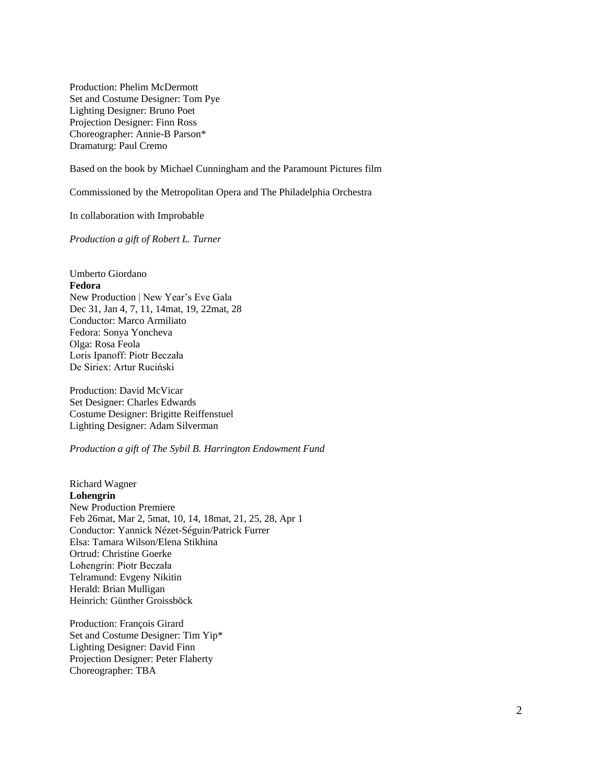Production: Phelim McDermott
Set and Costume Designer: Tom Pye
Lighting Designer: Bruno Poet
Projection Designer: Finn Ross
Choreographer: Annie-B Parson*
Dramaturg: Paul Cremo

Based on the book by Michael Cunningham and the Paramount Pictures film

Commissioned by the Metropolitan Opera and The Philadelphia Orchestra

In collaboration with Improbable

*Production a gift of Robert L. Turner*

Umberto Giordano
**Fedora**
New Production | New Year's Eve Gala
Dec 31, Jan 4, 7, 11, 14mat, 19, 22mat, 28
Conductor: Marco Armiliato
Fedora: Sonya Yoncheva
Olga: Rosa Feola
Loris Ipanoff: Piotr Beczała
De Siriex: Artur Ruciński

Production: David McVicar
Set Designer: Charles Edwards
Costume Designer: Brigitte Reiffenstuel
Lighting Designer: Adam Silverman

*Production a gift of The Sybil B. Harrington Endowment Fund*

Richard Wagner
**Lohengrin**
New Production Premiere
Feb 26mat, Mar 2, 5mat, 10, 14, 18mat, 21, 25, 28, Apr 1
Conductor: Yannick Nézet-Séguin/Patrick Furrer
Elsa: Tamara Wilson/Elena Stikhina
Ortrud: Christine Goerke
Lohengrin: Piotr Beczała
Telramund: Evgeny Nikitin
Herald: Brian Mulligan
Heinrich: Günther Groissböck

Production: François Girard
Set and Costume Designer: Tim Yip*
Lighting Designer: David Finn
Projection Designer: Peter Flaherty
Choreographer: TBA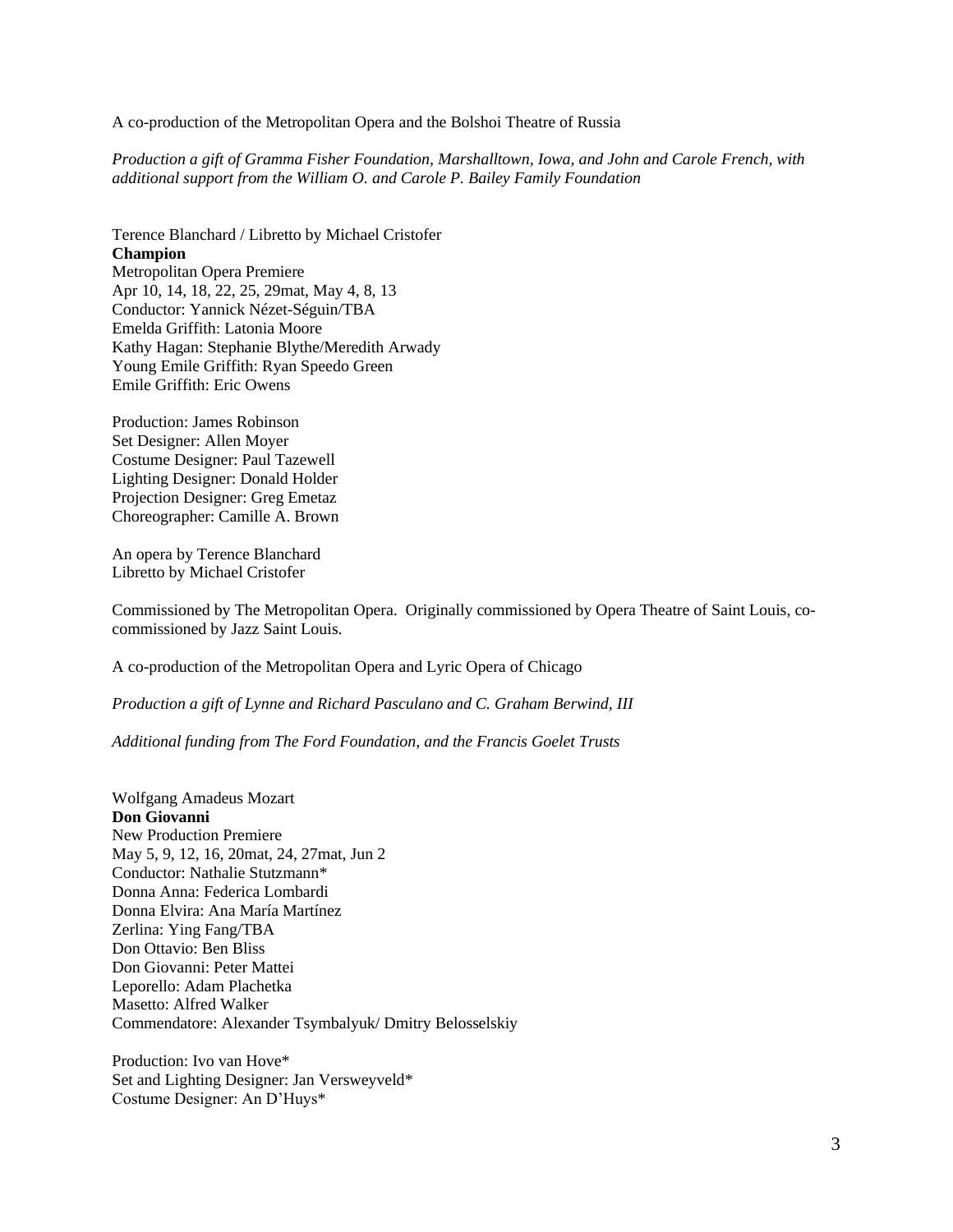A co-production of the Metropolitan Opera and the Bolshoi Theatre of Russia

*Production a gift of Gramma Fisher Foundation, Marshalltown, Iowa, and John and Carole French, with additional support from the William O. and Carole P. Bailey Family Foundation*

Terence Blanchard / Libretto by Michael Cristofer
**Champion**
Metropolitan Opera Premiere
Apr 10, 14, 18, 22, 25, 29mat, May 4, 8, 13
Conductor: Yannick Nézet-Séguin/TBA
Emelda Griffith: Latonia Moore
Kathy Hagan: Stephanie Blythe/Meredith Arwady
Young Emile Griffith: Ryan Speedo Green
Emile Griffith: Eric Owens

Production: James Robinson
Set Designer: Allen Moyer
Costume Designer: Paul Tazewell
Lighting Designer: Donald Holder
Projection Designer: Greg Emetaz
Choreographer: Camille A. Brown

An opera by Terence Blanchard
Libretto by Michael Cristofer

Commissioned by The Metropolitan Opera. Originally commissioned by Opera Theatre of Saint Louis, co-commissioned by Jazz Saint Louis.

A co-production of the Metropolitan Opera and Lyric Opera of Chicago

*Production a gift of Lynne and Richard Pasculano and C. Graham Berwind, III*

*Additional funding from The Ford Foundation, and the Francis Goelet Trusts*

Wolfgang Amadeus Mozart
**Don Giovanni**
New Production Premiere
May 5, 9, 12, 16, 20mat, 24, 27mat, Jun 2
Conductor: Nathalie Stutzmann*
Donna Anna: Federica Lombardi
Donna Elvira: Ana María Martínez
Zerlina: Ying Fang/TBA
Don Ottavio: Ben Bliss
Don Giovanni: Peter Mattei
Leporello: Adam Plachetka
Masetto: Alfred Walker
Commendatore: Alexander Tsymbalyuk/ Dmitry Belosselskiy

Production: Ivo van Hove*
Set and Lighting Designer: Jan Versweyveld*
Costume Designer: An D'Huys*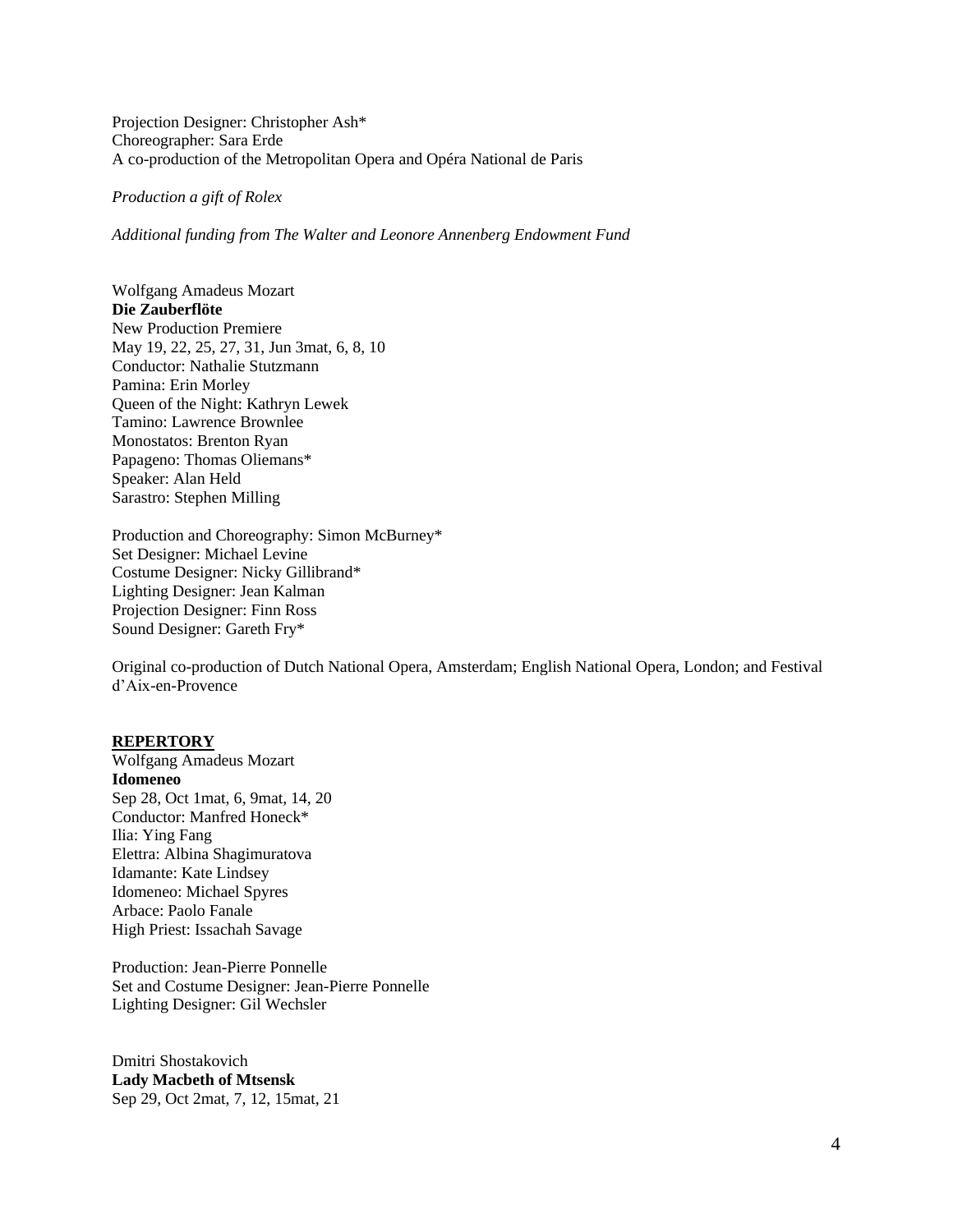Projection Designer: Christopher Ash*
Choreographer: Sara Erde
A co-production of the Metropolitan Opera and Opéra National de Paris

*Production a gift of Rolex*

*Additional funding from The Walter and Leonore Annenberg Endowment Fund*

Wolfgang Amadeus Mozart
**Die Zauberflöte**
New Production Premiere
May 19, 22, 25, 27, 31, Jun 3mat, 6, 8, 10
Conductor: Nathalie Stutzmann
Pamina: Erin Morley
Queen of the Night: Kathryn Lewek
Tamino: Lawrence Brownlee
Monostatos: Brenton Ryan
Papageno: Thomas Oliemans*
Speaker: Alan Held
Sarastro: Stephen Milling

Production and Choreography: Simon McBurney*
Set Designer: Michael Levine
Costume Designer: Nicky Gillibrand*
Lighting Designer: Jean Kalman
Projection Designer: Finn Ross
Sound Designer: Gareth Fry*

Original co-production of Dutch National Opera, Amsterdam; English National Opera, London; and Festival d'Aix-en-Provence

**REPERTORY**

Wolfgang Amadeus Mozart
**Idomeneo**
Sep 28, Oct 1mat, 6, 9mat, 14, 20
Conductor: Manfred Honeck*
Ilia: Ying Fang
Elettra: Albina Shagimuratova
Idamante: Kate Lindsey
Idomeneo: Michael Spyres
Arbace: Paolo Fanale
High Priest: Issachah Savage

Production: Jean-Pierre Ponnelle
Set and Costume Designer: Jean-Pierre Ponnelle
Lighting Designer: Gil Wechsler

Dmitri Shostakovich
**Lady Macbeth of Mtsensk**
Sep 29, Oct 2mat, 7, 12, 15mat, 21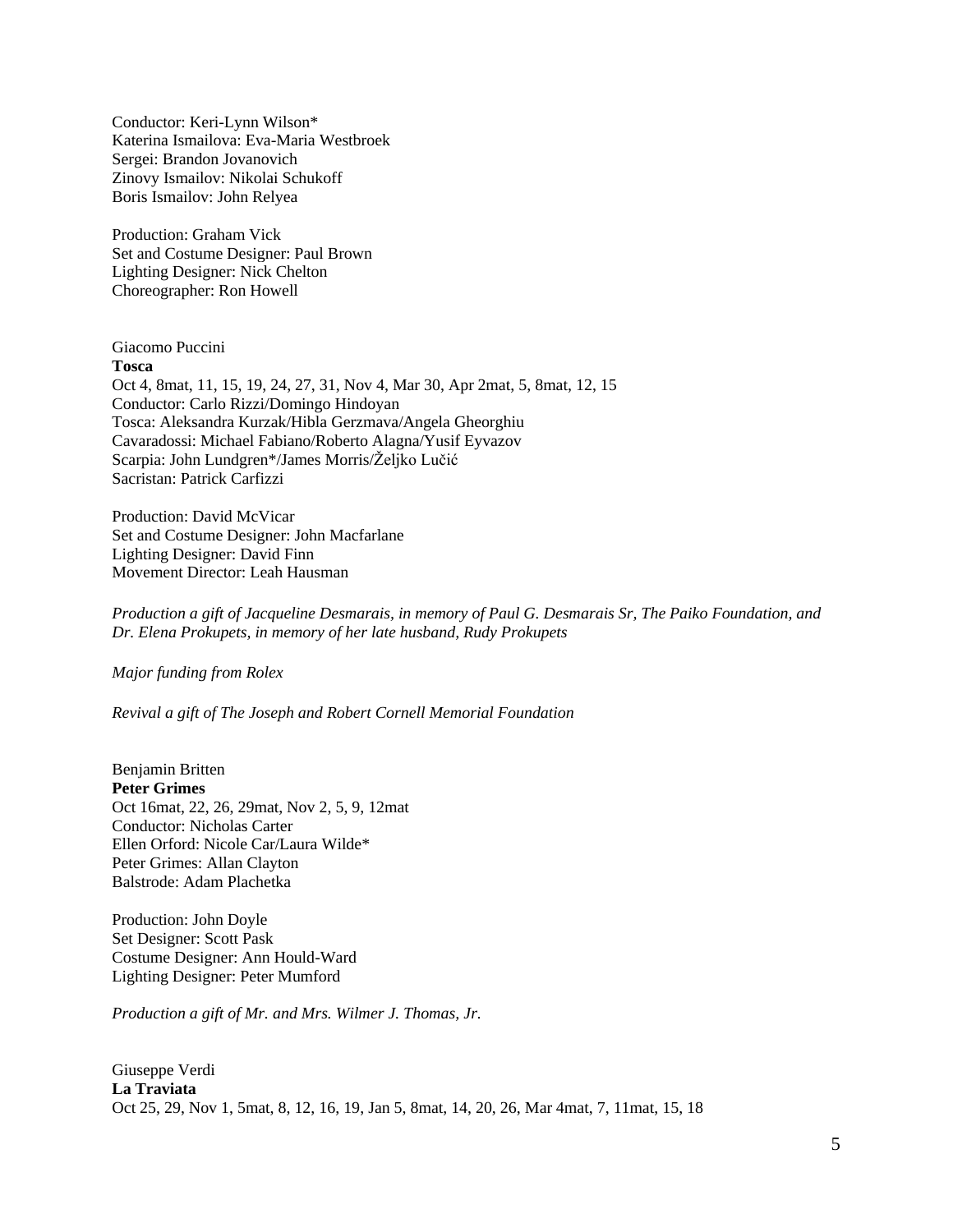Conductor: Keri-Lynn Wilson*
Katerina Ismailova: Eva-Maria Westbroek
Sergei: Brandon Jovanovich
Zinovy Ismailov: Nikolai Schukoff
Boris Ismailov: John Relyea

Production: Graham Vick
Set and Costume Designer: Paul Brown
Lighting Designer: Nick Chelton
Choreographer: Ron Howell

Giacomo Puccini
**Tosca**
Oct 4, 8mat, 11, 15, 19, 24, 27, 31, Nov 4, Mar 30, Apr 2mat, 5, 8mat, 12, 15
Conductor: Carlo Rizzi/Domingo Hindoyan
Tosca: Aleksandra Kurzak/Hibla Gerzmava/Angela Gheorghiu
Cavaradossi: Michael Fabiano/Roberto Alagna/Yusif Eyvazov
Scarpia: John Lundgren*/James Morris/Željko Lučić
Sacristan: Patrick Carfizzi

Production: David McVicar
Set and Costume Designer: John Macfarlane
Lighting Designer: David Finn
Movement Director: Leah Hausman

*Production a gift of Jacqueline Desmarais, in memory of Paul G. Desmarais Sr, The Paiko Foundation, and Dr. Elena Prokupets, in memory of her late husband, Rudy Prokupets*

*Major funding from Rolex*

*Revival a gift of The Joseph and Robert Cornell Memorial Foundation*

Benjamin Britten
**Peter Grimes**
Oct 16mat, 22, 26, 29mat, Nov 2, 5, 9, 12mat
Conductor: Nicholas Carter
Ellen Orford: Nicole Car/Laura Wilde*
Peter Grimes: Allan Clayton
Balstrode: Adam Plachetka

Production: John Doyle
Set Designer: Scott Pask
Costume Designer: Ann Hould-Ward
Lighting Designer: Peter Mumford

*Production a gift of Mr. and Mrs. Wilmer J. Thomas, Jr.*

Giuseppe Verdi
**La Traviata**
Oct 25, 29, Nov 1, 5mat, 8, 12, 16, 19, Jan 5, 8mat, 14, 20, 26, Mar 4mat, 7, 11mat, 15, 18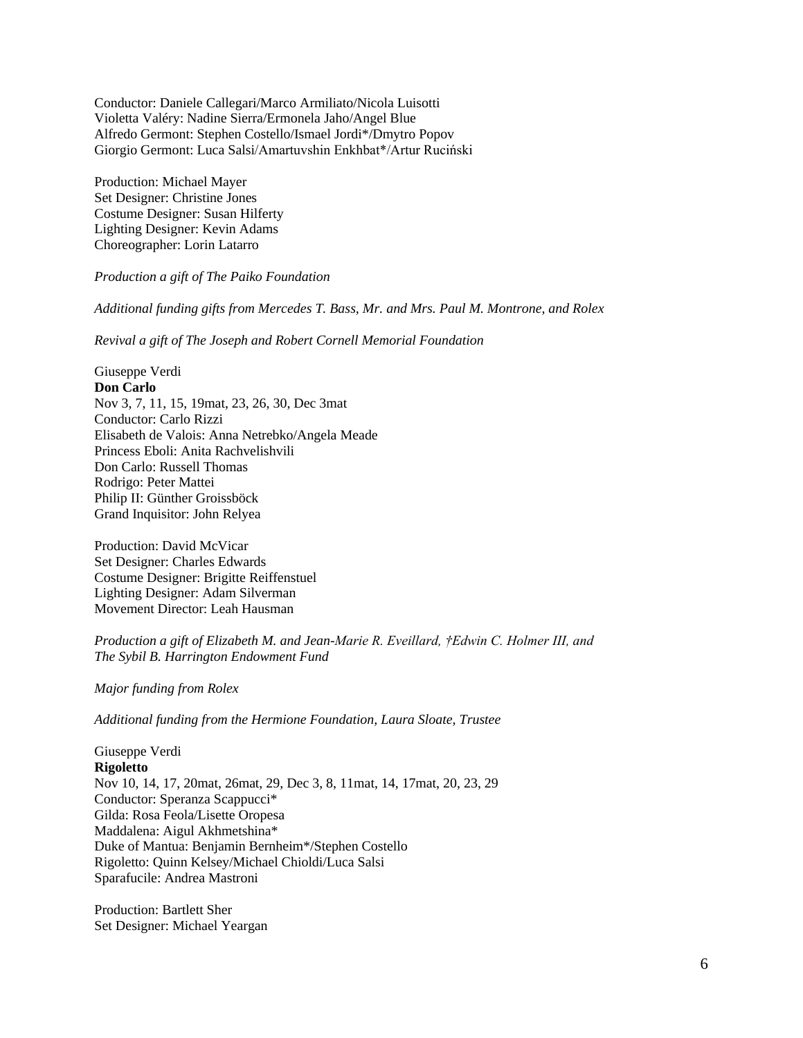Conductor: Daniele Callegari/Marco Armiliato/Nicola Luisotti
Violetta Valéry: Nadine Sierra/Ermonela Jaho/Angel Blue
Alfredo Germont: Stephen Costello/Ismael Jordi*/Dmytro Popov
Giorgio Germont: Luca Salsi/Amartuvshin Enkhbat*/Artur Ruciński

Production: Michael Mayer
Set Designer: Christine Jones
Costume Designer: Susan Hilferty
Lighting Designer: Kevin Adams
Choreographer: Lorin Latarro

*Production a gift of The Paiko Foundation*

*Additional funding gifts from Mercedes T. Bass, Mr. and Mrs. Paul M. Montrone, and Rolex*

*Revival a gift of The Joseph and Robert Cornell Memorial Foundation*

Giuseppe Verdi
**Don Carlo**
Nov 3, 7, 11, 15, 19mat, 23, 26, 30, Dec 3mat
Conductor: Carlo Rizzi
Elisabeth de Valois: Anna Netrebko/Angela Meade
Princess Eboli: Anita Rachvelishvili
Don Carlo: Russell Thomas
Rodrigo: Peter Mattei
Philip II: Günther Groissböck
Grand Inquisitor: John Relyea

Production: David McVicar
Set Designer: Charles Edwards
Costume Designer: Brigitte Reiffenstuel
Lighting Designer: Adam Silverman
Movement Director: Leah Hausman

*Production a gift of Elizabeth M. and Jean-Marie R. Eveillard, †Edwin C. Holmer III, and The Sybil B. Harrington Endowment Fund*

*Major funding from Rolex*

*Additional funding from the Hermione Foundation, Laura Sloate, Trustee*

Giuseppe Verdi
**Rigoletto**
Nov 10, 14, 17, 20mat, 26mat, 29, Dec 3, 8, 11mat, 14, 17mat, 20, 23, 29
Conductor: Speranza Scappucci*
Gilda: Rosa Feola/Lisette Oropesa
Maddalena: Aigul Akhmetshina*
Duke of Mantua: Benjamin Bernheim*/Stephen Costello
Rigoletto: Quinn Kelsey/Michael Chioldi/Luca Salsi
Sparafucile: Andrea Mastroni

Production: Bartlett Sher
Set Designer: Michael Yeargan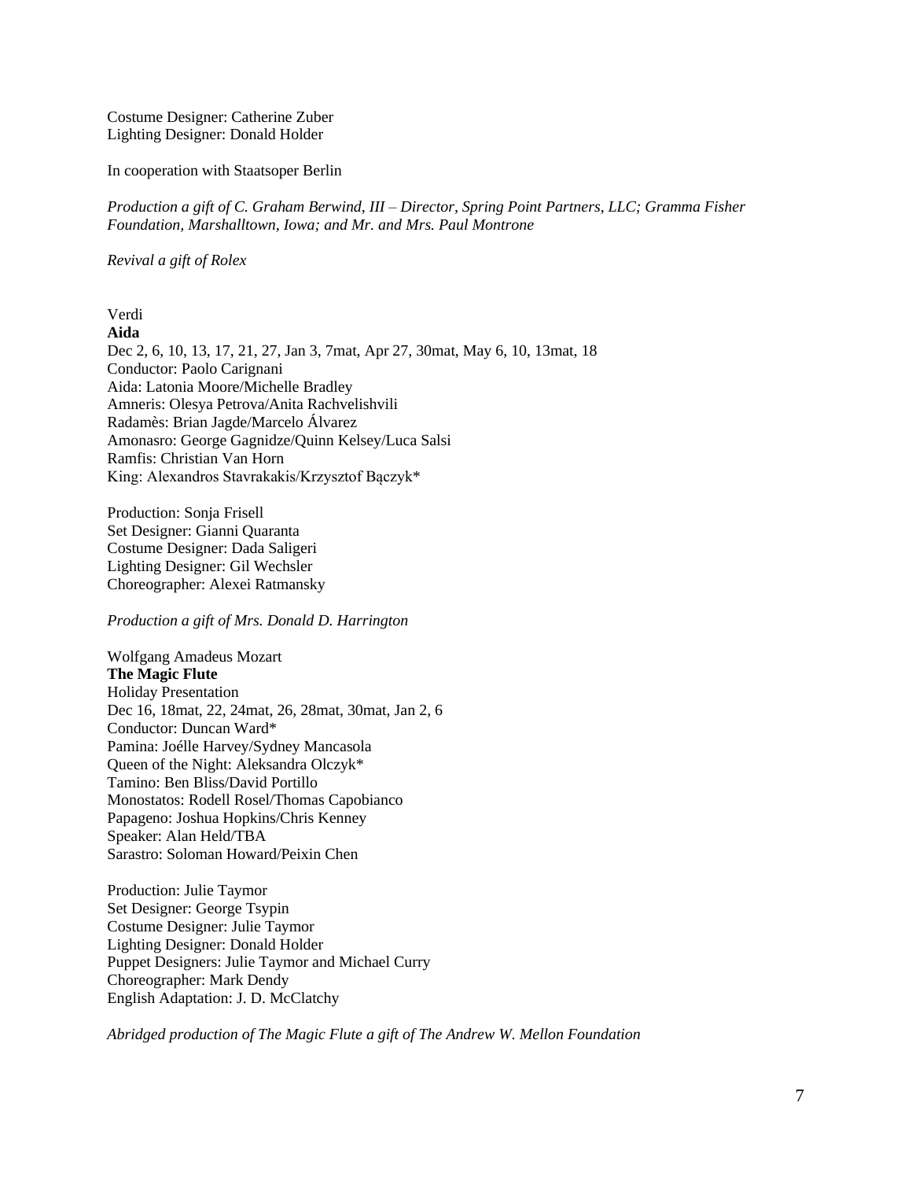Costume Designer: Catherine Zuber
Lighting Designer: Donald Holder

In cooperation with Staatsoper Berlin

*Production a gift of C. Graham Berwind, III – Director, Spring Point Partners, LLC; Gramma Fisher Foundation, Marshalltown, Iowa; and Mr. and Mrs. Paul Montrone*

*Revival a gift of Rolex*

Verdi
**Aida**
Dec 2, 6, 10, 13, 17, 21, 27, Jan 3, 7mat, Apr 27, 30mat, May 6, 10, 13mat, 18
Conductor: Paolo Carignani
Aida: Latonia Moore/Michelle Bradley
Amneris: Olesya Petrova/Anita Rachvelishvili
Radamès: Brian Jagde/Marcelo Álvarez
Amonasro: George Gagnidze/Quinn Kelsey/Luca Salsi
Ramfis: Christian Van Horn
King: Alexandros Stavrakakis/Krzysztof Bączyk*

Production: Sonja Frisell
Set Designer: Gianni Quaranta
Costume Designer: Dada Saligeri
Lighting Designer: Gil Wechsler
Choreographer: Alexei Ratmansky

*Production a gift of Mrs. Donald D. Harrington*

Wolfgang Amadeus Mozart
**The Magic Flute**
Holiday Presentation
Dec 16, 18mat, 22, 24mat, 26, 28mat, 30mat, Jan 2, 6
Conductor: Duncan Ward*
Pamina: Joélle Harvey/Sydney Mancasola
Queen of the Night: Aleksandra Olczyk*
Tamino: Ben Bliss/David Portillo
Monostatos: Rodell Rosel/Thomas Capobianco
Papageno: Joshua Hopkins/Chris Kenney
Speaker: Alan Held/TBA
Sarastro: Soloman Howard/Peixin Chen

Production: Julie Taymor
Set Designer: George Tsypin
Costume Designer: Julie Taymor
Lighting Designer: Donald Holder
Puppet Designers: Julie Taymor and Michael Curry
Choreographer: Mark Dendy
English Adaptation: J. D. McClatchy

*Abridged production of The Magic Flute a gift of The Andrew W. Mellon Foundation*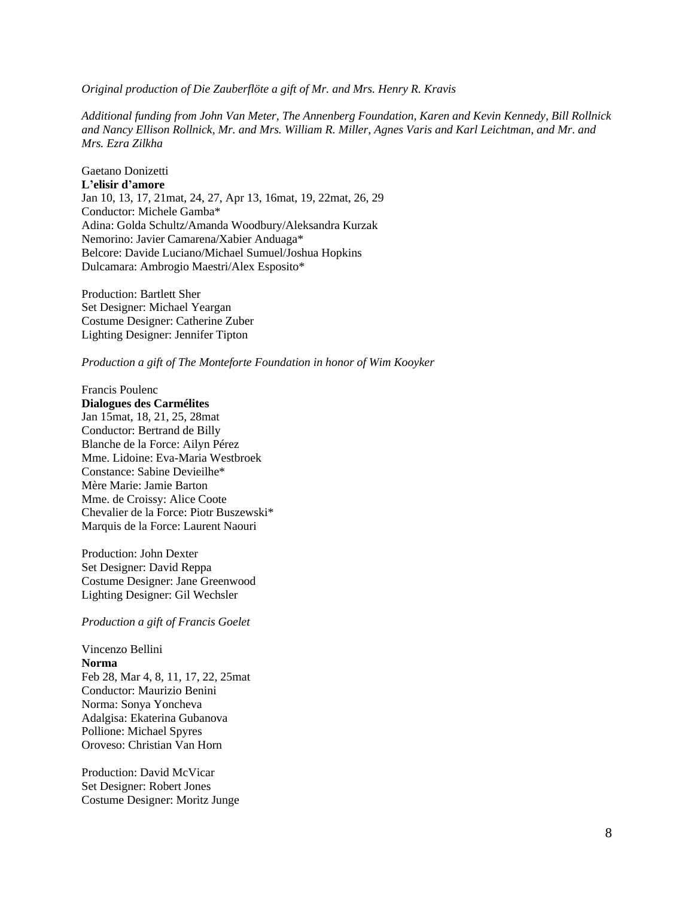*Original production of Die Zauberflöte a gift of Mr. and Mrs. Henry R. Kravis*

*Additional funding from John Van Meter, The Annenberg Foundation, Karen and Kevin Kennedy, Bill Rollnick and Nancy Ellison Rollnick, Mr. and Mrs. William R. Miller, Agnes Varis and Karl Leichtman, and Mr. and Mrs. Ezra Zilkha*

Gaetano Donizetti
**L'elisir d'amore**
Jan 10, 13, 17, 21mat, 24, 27, Apr 13, 16mat, 19, 22mat, 26, 29
Conductor: Michele Gamba*
Adina: Golda Schultz/Amanda Woodbury/Aleksandra Kurzak
Nemorino: Javier Camarena/Xabier Anduaga*
Belcore: Davide Luciano/Michael Sumuel/Joshua Hopkins
Dulcamara: Ambrogio Maestri/Alex Esposito*

Production: Bartlett Sher
Set Designer: Michael Yeargan
Costume Designer: Catherine Zuber
Lighting Designer: Jennifer Tipton

*Production a gift of The Monteforte Foundation in honor of Wim Kooyker*

Francis Poulenc
**Dialogues des Carmélites**
Jan 15mat, 18, 21, 25, 28mat
Conductor: Bertrand de Billy
Blanche de la Force: Ailyn Pérez
Mme. Lidoine: Eva-Maria Westbroek
Constance: Sabine Devieilhe*
Mère Marie: Jamie Barton
Mme. de Croissy: Alice Coote
Chevalier de la Force: Piotr Buszewski*
Marquis de la Force: Laurent Naouri

Production: John Dexter
Set Designer: David Reppa
Costume Designer: Jane Greenwood
Lighting Designer: Gil Wechsler

*Production a gift of Francis Goelet*

Vincenzo Bellini
**Norma**
Feb 28, Mar 4, 8, 11, 17, 22, 25mat
Conductor: Maurizio Benini
Norma: Sonya Yoncheva
Adalgisa: Ekaterina Gubanova
Pollione: Michael Spyres
Oroveso: Christian Van Horn

Production: David McVicar
Set Designer: Robert Jones
Costume Designer: Moritz Junge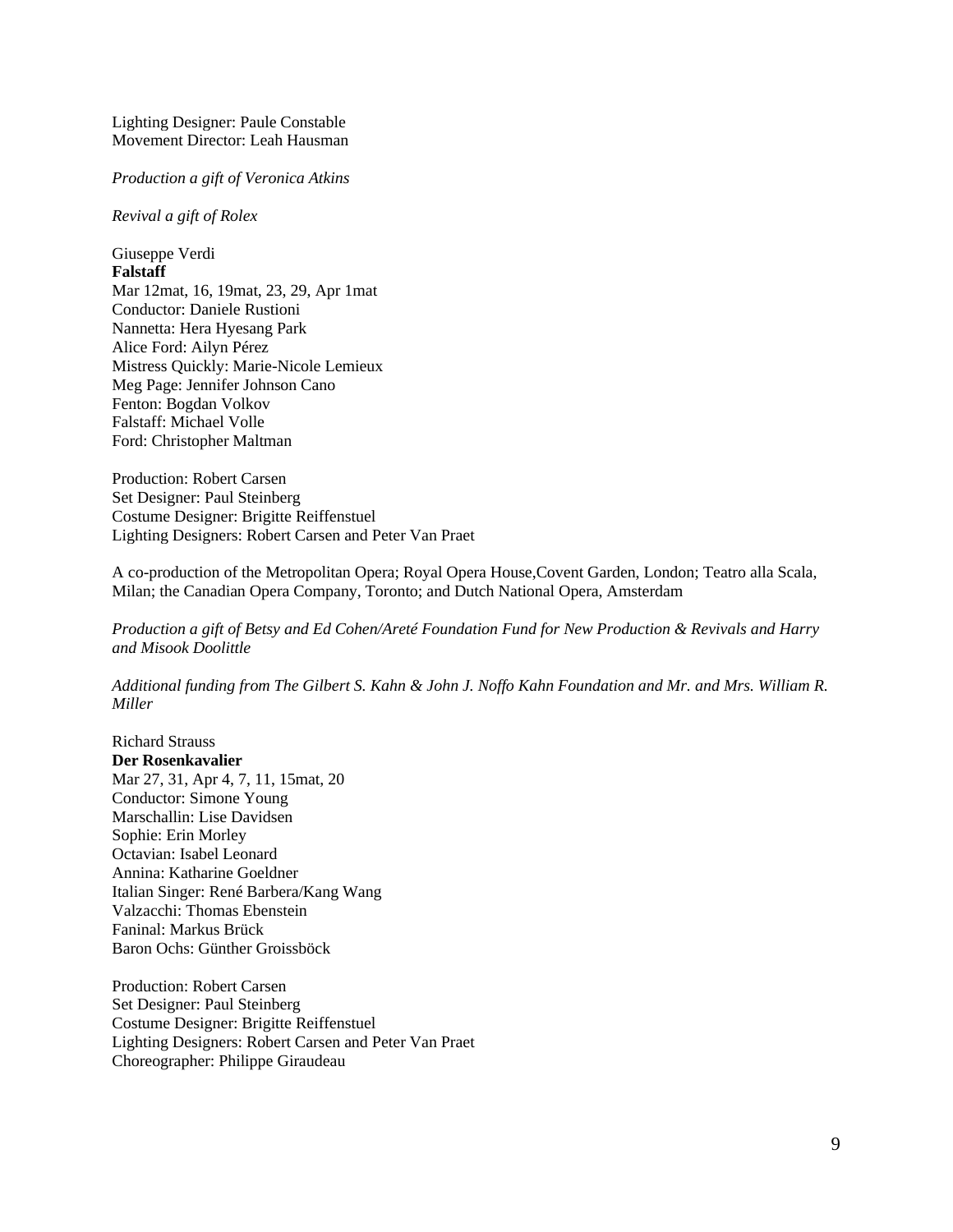Lighting Designer: Paule Constable
Movement Director: Leah Hausman

*Production a gift of Veronica Atkins*

*Revival a gift of Rolex*

Giuseppe Verdi
**Falstaff**
Mar 12mat, 16, 19mat, 23, 29, Apr 1mat
Conductor: Daniele Rustioni
Nannetta: Hera Hyesang Park
Alice Ford: Ailyn Pérez
Mistress Quickly: Marie-Nicole Lemieux
Meg Page: Jennifer Johnson Cano
Fenton: Bogdan Volkov
Falstaff: Michael Volle
Ford: Christopher Maltman

Production: Robert Carsen
Set Designer: Paul Steinberg
Costume Designer: Brigitte Reiffenstuel
Lighting Designers: Robert Carsen and Peter Van Praet

A co-production of the Metropolitan Opera; Royal Opera House,Covent Garden, London; Teatro alla Scala, Milan; the Canadian Opera Company, Toronto; and Dutch National Opera, Amsterdam

*Production a gift of Betsy and Ed Cohen/Areté Foundation Fund for New Production & Revivals and Harry and Misook Doolittle*

*Additional funding from The Gilbert S. Kahn & John J. Noffo Kahn Foundation and Mr. and Mrs. William R. Miller*

Richard Strauss
**Der Rosenkavalier**
Mar 27, 31, Apr 4, 7, 11, 15mat, 20
Conductor: Simone Young
Marschallin: Lise Davidsen
Sophie: Erin Morley
Octavian: Isabel Leonard
Annina: Katharine Goeldner
Italian Singer: René Barbera/Kang Wang
Valzacchi: Thomas Ebenstein
Faninal: Markus Brück
Baron Ochs: Günther Groissböck

Production: Robert Carsen
Set Designer: Paul Steinberg
Costume Designer: Brigitte Reiffenstuel
Lighting Designers: Robert Carsen and Peter Van Praet
Choreographer: Philippe Giraudeau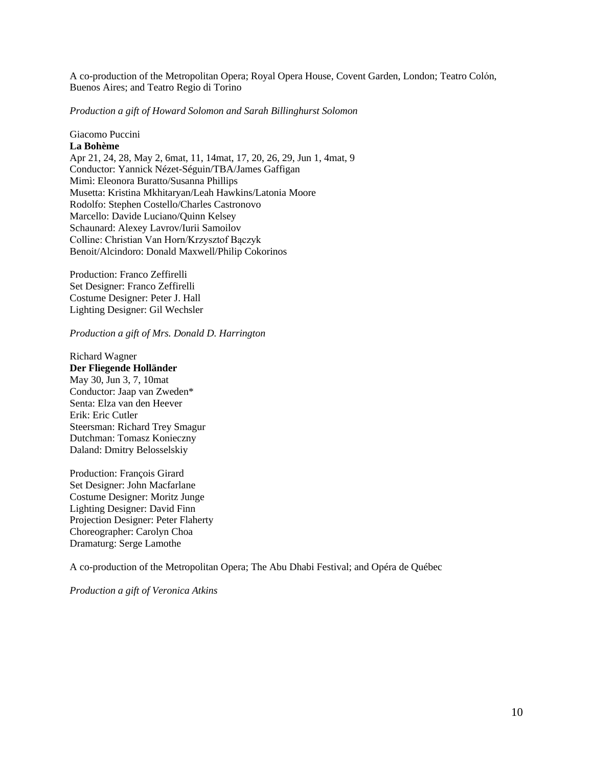A co-production of the Metropolitan Opera; Royal Opera House, Covent Garden, London; Teatro Colón, Buenos Aires; and Teatro Regio di Torino

*Production a gift of Howard Solomon and Sarah Billinghurst Solomon*

Giacomo Puccini
**La Bohème**
Apr 21, 24, 28, May 2, 6mat, 11, 14mat, 17, 20, 26, 29, Jun 1, 4mat, 9
Conductor: Yannick Nézet-Séguin/TBA/James Gaffigan
Mimì: Eleonora Buratto/Susanna Phillips
Musetta: Kristina Mkhitaryan/Leah Hawkins/Latonia Moore
Rodolfo: Stephen Costello/Charles Castronovo
Marcello: Davide Luciano/Quinn Kelsey
Schaunard: Alexey Lavrov/Iurii Samoilov
Colline: Christian Van Horn/Krzysztof Bączyk
Benoit/Alcindoro: Donald Maxwell/Philip Cokorinos

Production: Franco Zeffirelli
Set Designer: Franco Zeffirelli
Costume Designer: Peter J. Hall
Lighting Designer: Gil Wechsler

*Production a gift of Mrs. Donald D. Harrington*

Richard Wagner
**Der Fliegende Holländer**
May 30, Jun 3, 7, 10mat
Conductor: Jaap van Zweden*
Senta: Elza van den Heever
Erik: Eric Cutler
Steersman: Richard Trey Smagur
Dutchman: Tomasz Konieczny
Daland: Dmitry Belosselskiy

Production: François Girard
Set Designer: John Macfarlane
Costume Designer: Moritz Junge
Lighting Designer: David Finn
Projection Designer: Peter Flaherty
Choreographer: Carolyn Choa
Dramaturg: Serge Lamothe

A co-production of the Metropolitan Opera; The Abu Dhabi Festival; and Opéra de Québec

*Production a gift of Veronica Atkins*